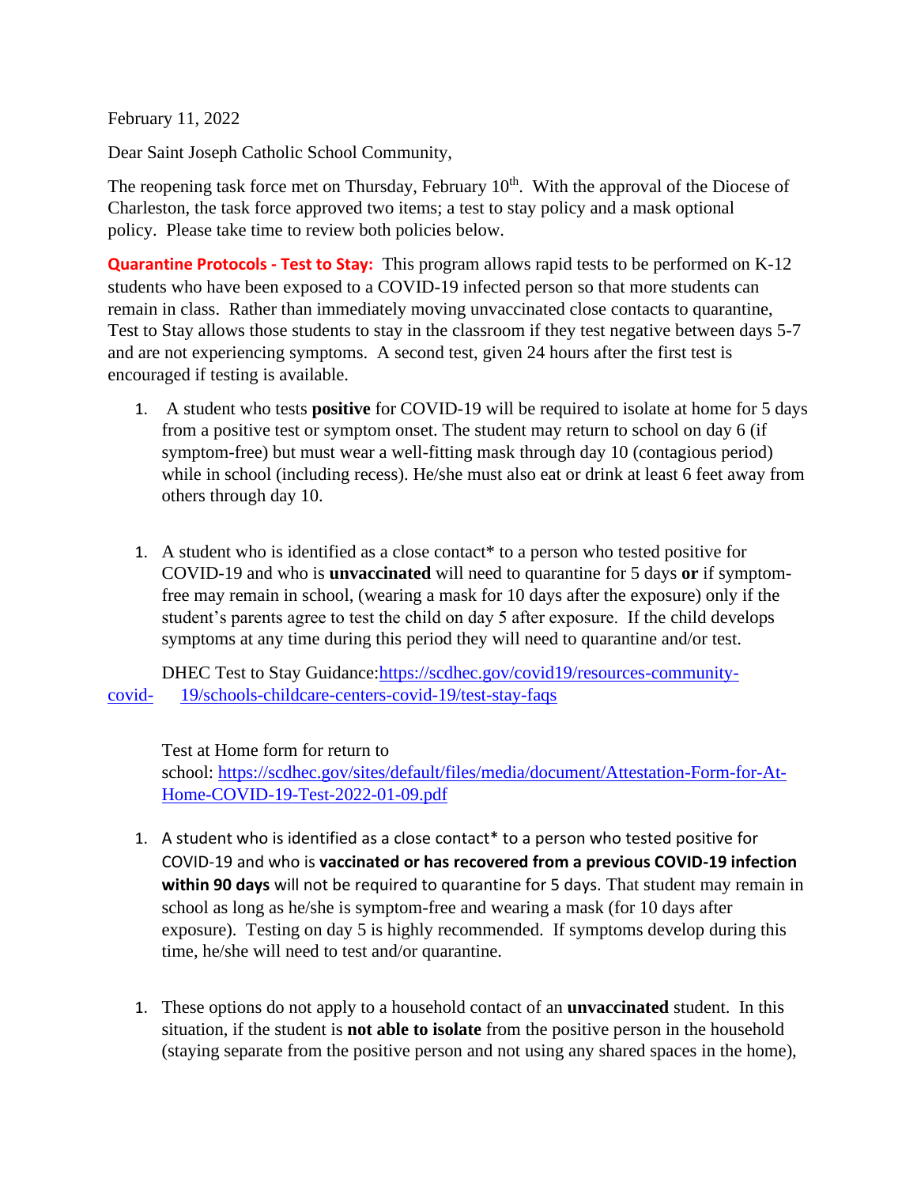February 11, 2022

Dear Saint Joseph Catholic School Community,

The reopening task force met on Thursday, February 10th. With the approval of the Diocese of Charleston, the task force approved two items; a test to stay policy and a mask optional policy. Please take time to review both policies below.

**Quarantine Protocols - Test to Stay:** This program allows rapid tests to be performed on K-12 students who have been exposed to a COVID-19 infected person so that more students can remain in class. Rather than immediately moving unvaccinated close contacts to quarantine, Test to Stay allows those students to stay in the classroom if they test negative between days 5-7 and are not experiencing symptoms. A second test, given 24 hours after the first test is encouraged if testing is available.

1. A student who tests **positive** for COVID-19 will be required to isolate at home for 5 days from a positive test or symptom onset. The student may return to school on day 6 (if symptom-free) but must wear a well-fitting mask through day 10 (contagious period) while in school (including recess). He/she must also eat or drink at least 6 feet away from others through day 10.

1. A student who is identified as a close contact* to a person who tested positive for COVID-19 and who is **unvaccinated** will need to quarantine for 5 days **or** if symptom-free may remain in school, (wearing a mask for 10 days after the exposure) only if the student's parents agree to test the child on day 5 after exposure. If the child develops symptoms at any time during this period they will need to quarantine and/or test.

   DHEC Test to Stay Guidance: https://scdhec.gov/covid19/resources-community-covid-19/schools-childcare-centers-covid-19/test-stay-faqs

   Test at Home form for return to school: https://scdhec.gov/sites/default/files/media/document/Attestation-Form-for-At-Home-COVID-19-Test-2022-01-09.pdf

1. A student who is identified as a close contact* to a person who tested positive for COVID-19 and who is **vaccinated or has recovered from a previous COVID-19 infection within 90 days** will not be required to quarantine for 5 days. That student may remain in school as long as he/she is symptom-free and wearing a mask (for 10 days after exposure). Testing on day 5 is highly recommended. If symptoms develop during this time, he/she will need to test and/or quarantine.

1. These options do not apply to a household contact of an **unvaccinated** student. In this situation, if the student is **not able to isolate** from the positive person in the household (staying separate from the positive person and not using any shared spaces in the home),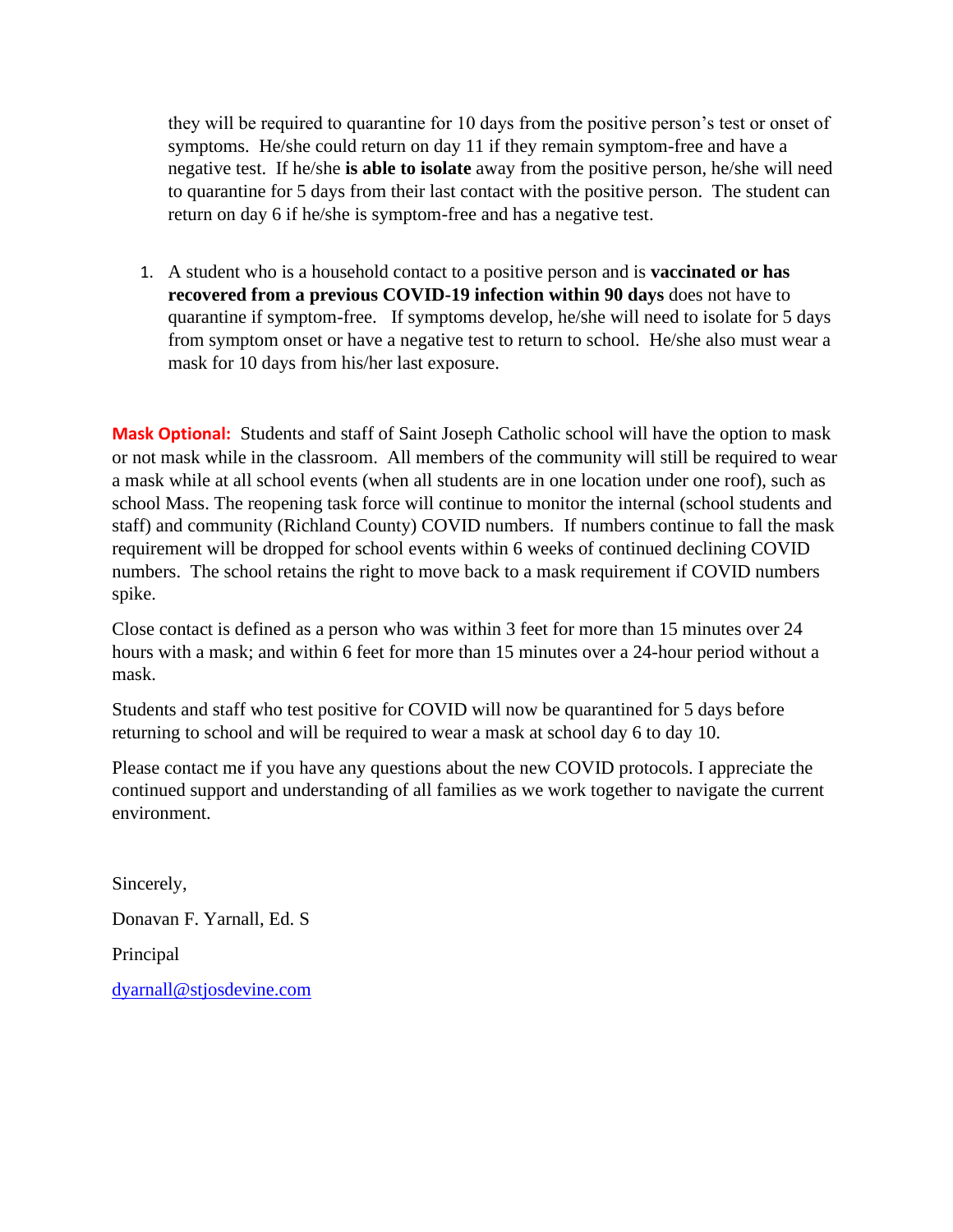they will be required to quarantine for 10 days from the positive person's test or onset of symptoms. He/she could return on day 11 if they remain symptom-free and have a negative test. If he/she **is able to isolate** away from the positive person, he/she will need to quarantine for 5 days from their last contact with the positive person. The student can return on day 6 if he/she is symptom-free and has a negative test.

1. A student who is a household contact to a positive person and is **vaccinated or has recovered from a previous COVID-19 infection within 90 days** does not have to quarantine if symptom-free. If symptoms develop, he/she will need to isolate for 5 days from symptom onset or have a negative test to return to school. He/she also must wear a mask for 10 days from his/her last exposure.

**Mask Optional:** Students and staff of Saint Joseph Catholic school will have the option to mask or not mask while in the classroom. All members of the community will still be required to wear a mask while at all school events (when all students are in one location under one roof), such as school Mass. The reopening task force will continue to monitor the internal (school students and staff) and community (Richland County) COVID numbers. If numbers continue to fall the mask requirement will be dropped for school events within 6 weeks of continued declining COVID numbers. The school retains the right to move back to a mask requirement if COVID numbers spike.

Close contact is defined as a person who was within 3 feet for more than 15 minutes over 24 hours with a mask; and within 6 feet for more than 15 minutes over a 24-hour period without a mask.

Students and staff who test positive for COVID will now be quarantined for 5 days before returning to school and will be required to wear a mask at school day 6 to day 10.

Please contact me if you have any questions about the new COVID protocols. I appreciate the continued support and understanding of all families as we work together to navigate the current environment.

Sincerely,

Donavan F. Yarnall, Ed. S

Principal

dyarnall@stjosdevine.com